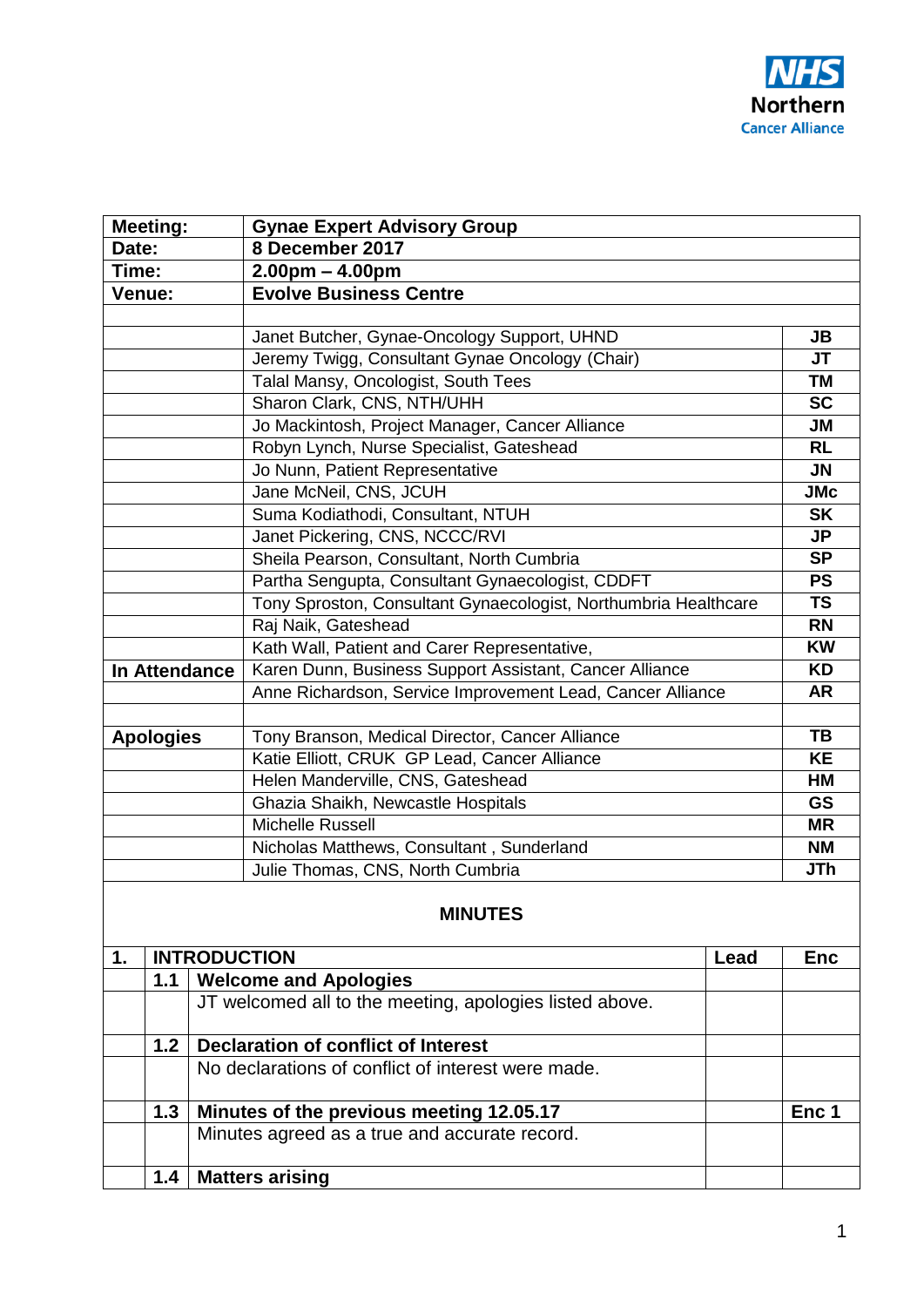NHS Northern Cancer Alliance

| Meeting: | Gynae Expert Advisory Group | |
|---|---|---|
| Date: | 8 December 2017 | |
| Time: | 2.00pm – 4.00pm | |
| Venue: | Evolve Business Centre | |
| | | |
| | Janet Butcher, Gynae-Oncology Support, UHND | JB |
| | Jeremy Twigg, Consultant Gynae Oncology (Chair) | JT |
| | Talal Mansy, Oncologist, South Tees | TM |
| | Sharon Clark, CNS, NTH/UHH | SC |
| | Jo Mackintosh, Project Manager, Cancer Alliance | JM |
| | Robyn Lynch, Nurse Specialist, Gateshead | RL |
| | Jo Nunn, Patient Representative | JN |
| | Jane McNeil, CNS, JCUH | JMc |
| | Suma Kodiathodi, Consultant, NTUH | SK |
| | Janet Pickering, CNS, NCCC/RVI | JP |
| | Sheila Pearson, Consultant, North Cumbria | SP |
| | Partha Sengupta, Consultant Gynaecologist, CDDFT | PS |
| | Tony Sproston, Consultant Gynaecologist, Northumbria Healthcare | TS |
| | Raj Naik, Gateshead | RN |
| | Kath Wall, Patient and Carer Representative, | KW |
| **In Attendance** | Karen Dunn, Business Support Assistant, Cancer Alliance | KD |
| | Anne Richardson, Service Improvement Lead, Cancer Alliance | AR |
| | | |
| **Apologies** | Tony Branson, Medical Director, Cancer Alliance | TB |
| | Katie Elliott, CRUK GP Lead, Cancer Alliance | KE |
| | Helen Manderville, CNS, Gateshead | HM |
| | Ghazia Shaikh, Newcastle Hospitals | GS |
| | Michelle Russell | MR |
| | Nicholas Matthews, Consultant , Sunderland | NM |
| | Julie Thomas, CNS, North Cumbria | JTh |

## MINUTES

| 1. | INTRODUCTION | | Lead | Enc |
|---|---|---|---|---|
| | 1.1 | **Welcome and Apologies** | | |
| | | JT welcomed all to the meeting, apologies listed above. | | |
| | 1.2 | **Declaration of conflict of Interest** | | |
| | | No declarations of conflict of interest were made. | | |
| | 1.3 | **Minutes of the previous meeting 12.05.17** | | Enc 1 |
| | | Minutes agreed as a true and accurate record. | | |
| | 1.4 | **Matters arising** | | |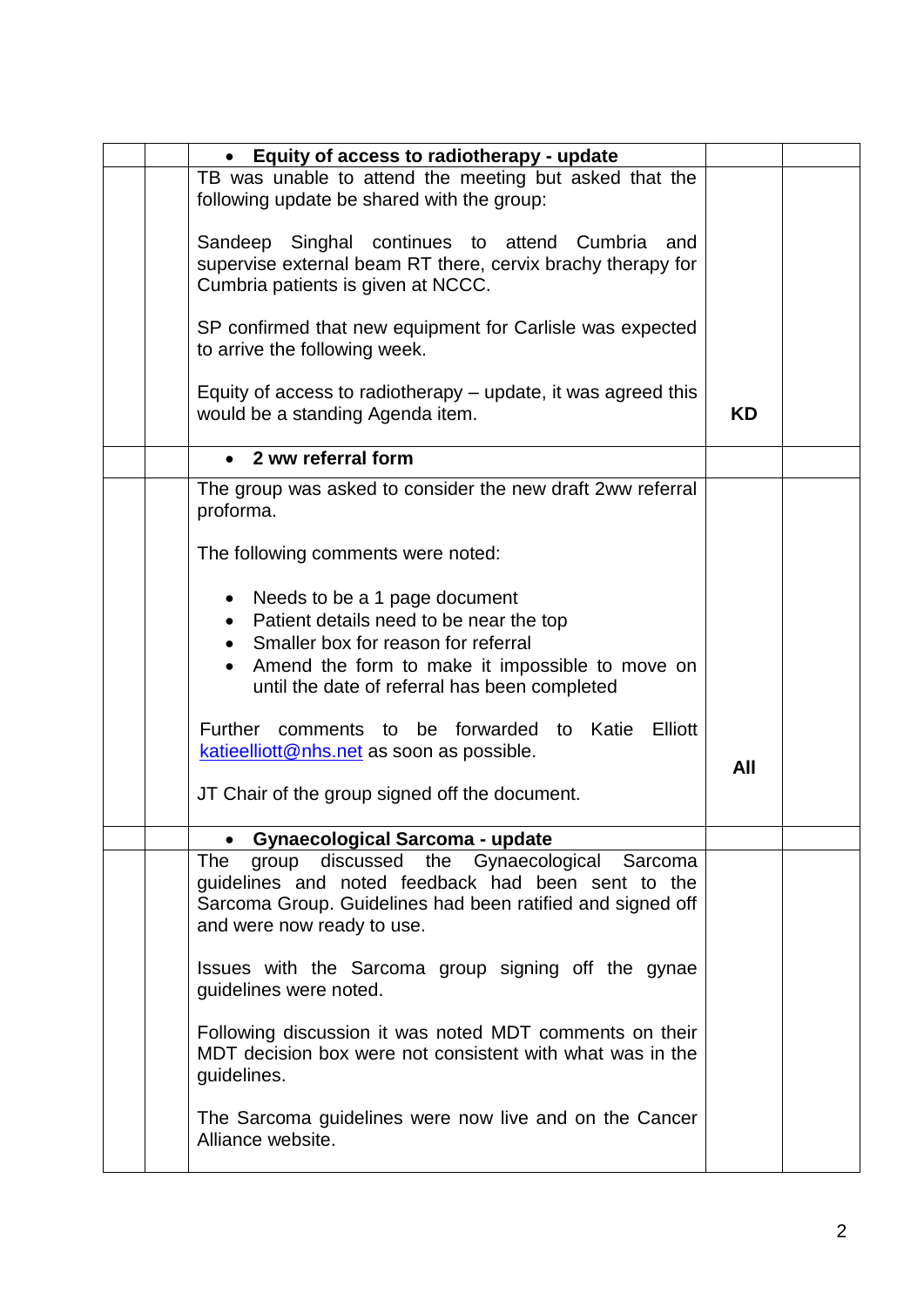| | | | | |
|---|---|---|---|---|
| | | • **Equity of access to radiotherapy - update** | | |
| | | TB was unable to attend the meeting but asked that the following update be shared with the group:<br><br>Sandeep Singhal continues to attend Cumbria and supervise external beam RT there, cervix brachy therapy for Cumbria patients is given at NCCC.<br><br>SP confirmed that new equipment for Carlisle was expected to arrive the following week.<br><br>Equity of access to radiotherapy – update, it was agreed this would be a standing Agenda item. | **KD** | |
| | | • **2 ww referral form** | | |
| | | The group was asked to consider the new draft 2ww referral proforma.<br><br>The following comments were noted:<br><br>• Needs to be a 1 page document<br>• Patient details need to be near the top<br>• Smaller box for reason for referral<br>• Amend the form to make it impossible to move on until the date of referral has been completed<br><br>Further comments to be forwarded to Katie Elliott katieelliott@nhs.net as soon as possible.<br><br>JT Chair of the group signed off the document. | **All** | |
| | | • **Gynaecological Sarcoma - update** | | |
| | | The group discussed the Gynaecological Sarcoma guidelines and noted feedback had been sent to the Sarcoma Group. Guidelines had been ratified and signed off and were now ready to use.<br><br>Issues with the Sarcoma group signing off the gynae guidelines were noted.<br><br>Following discussion it was noted MDT comments on their MDT decision box were not consistent with what was in the guidelines.<br><br>The Sarcoma guidelines were now live and on the Cancer Alliance website. | | |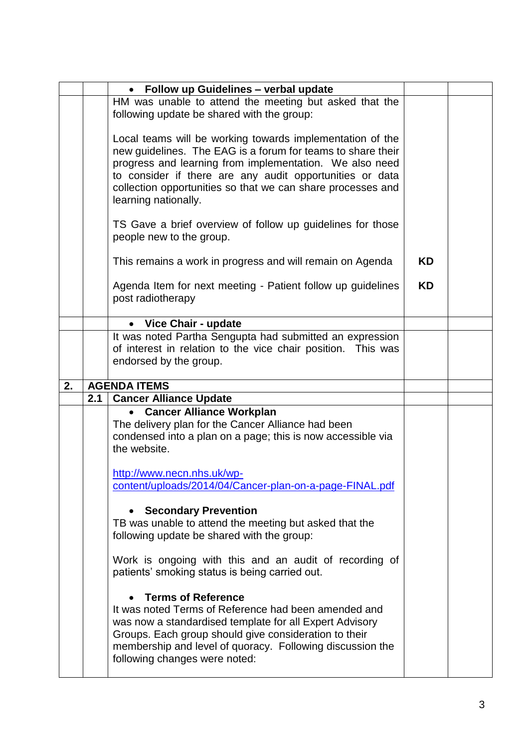| | | | | |
|---|---|---|---|---|
| | | • **Follow up Guidelines – verbal update** | | |
| | | HM was unable to attend the meeting but asked that the following update be shared with the group:<br><br>Local teams will be working towards implementation of the new guidelines. The EAG is a forum for teams to share their progress and learning from implementation. We also need to consider if there are any audit opportunities or data collection opportunities so that we can share processes and learning nationally.<br><br>TS Gave a brief overview of follow up guidelines for those people new to the group.<br><br>This remains a work in progress and will remain on Agenda<br><br>Agenda Item for next meeting - Patient follow up guidelines post radiotherapy | <br><br><br><br><br><br><br><br><br><br>**KD**<br><br>**KD** | |
| | | • **Vice Chair - update** | | |
| | | It was noted Partha Sengupta had submitted an expression of interest in relation to the vice chair position. This was endorsed by the group. | | |
| **2.** | **AGENDA ITEMS** | | | |
| | **2.1** | **Cancer Alliance Update** | | |
| | | • **Cancer Alliance Workplan**<br>The delivery plan for the Cancer Alliance had been condensed into a plan on a page; this is now accessible via the website.<br><br>http://www.necn.nhs.uk/wp-content/uploads/2014/04/Cancer-plan-on-a-page-FINAL.pdf<br><br>• **Secondary Prevention**<br>TB was unable to attend the meeting but asked that the following update be shared with the group:<br><br>Work is ongoing with this and an audit of recording of patients' smoking status is being carried out.<br><br>• **Terms of Reference**<br>It was noted Terms of Reference had been amended and was now a standardised template for all Expert Advisory Groups. Each group should give consideration to their membership and level of quoracy. Following discussion the following changes were noted: | | |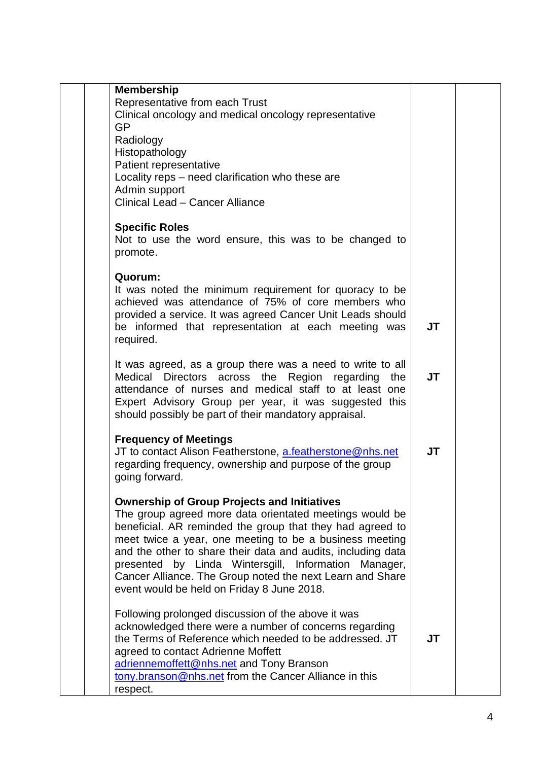| | | | | |
|---|---|---|---|---|
| | | **Membership**<br>Representative from each Trust<br>Clinical oncology and medical oncology representative<br>GP<br>Radiology<br>Histopathology<br>Patient representative<br>Locality reps – need clarification who these are<br>Admin support<br>Clinical Lead – Cancer Alliance | | |
| | | **Specific Roles**<br>Not to use the word ensure, this was to be changed to promote. | | |
| | | **Quorum:**<br>It was noted the minimum requirement for quoracy to be achieved was attendance of 75% of core members who provided a service. It was agreed Cancer Unit Leads should be informed that representation at each meeting was required. | **JT** | |
| | | It was agreed, as a group there was a need to write to all Medical Directors across the Region regarding the attendance of nurses and medical staff to at least one Expert Advisory Group per year, it was suggested this should possibly be part of their mandatory appraisal. | **JT** | |
| | | **Frequency of Meetings**<br>JT to contact Alison Featherstone, a.featherstone@nhs.net regarding frequency, ownership and purpose of the group going forward. | **JT** | |
| | | **Ownership of Group Projects and Initiatives**<br>The group agreed more data orientated meetings would be beneficial. AR reminded the group that they had agreed to meet twice a year, one meeting to be a business meeting and the other to share their data and audits, including data presented by Linda Wintersgill, Information Manager, Cancer Alliance. The Group noted the next Learn and Share event would be held on Friday 8 June 2018. | | |
| | | Following prolonged discussion of the above it was acknowledged there were a number of concerns regarding the Terms of Reference which needed to be addressed. JT agreed to contact Adrienne Moffett adriennemoffett@nhs.net and Tony Branson tony.branson@nhs.net from the Cancer Alliance in this respect. | **JT** | |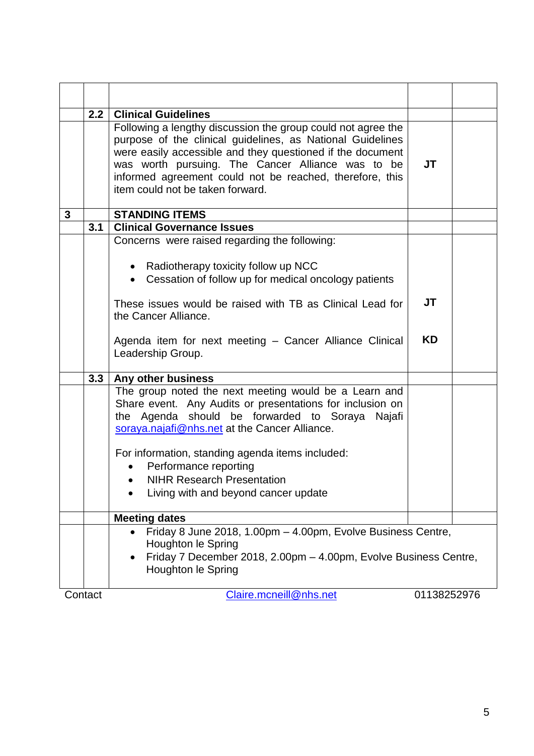| | | | | |
|---|---|---|---|---|
| | | | | |
| | 2.2 | **Clinical Guidelines** | | |
| | | Following a lengthy discussion the group could not agree the purpose of the clinical guidelines, as National Guidelines were easily accessible and they questioned if the document was worth pursuing. The Cancer Alliance was to be informed agreement could not be reached, therefore, this item could not be taken forward. | **JT** | |
| **3** | | **STANDING ITEMS** | | |
| | 3.1 | **Clinical Governance Issues** | | |
| | | Concerns were raised regarding the following:<br><br>• Radiotherapy toxicity follow up NCC<br>• Cessation of follow up for medical oncology patients<br><br>These issues would be raised with TB as Clinical Lead for the Cancer Alliance.<br><br>Agenda item for next meeting – Cancer Alliance Clinical Leadership Group. | **JT**<br><br>**KD** | |
| | 3.3 | **Any other business** | | |
| | | The group noted the next meeting would be a Learn and Share event. Any Audits or presentations for inclusion on the Agenda should be forwarded to Soraya Najafi soraya.najafi@nhs.net at the Cancer Alliance.<br><br>For information, standing agenda items included:<br>• Performance reporting<br>• NIHR Research Presentation<br>• Living with and beyond cancer update | | |
| | | **Meeting dates** | | |
| | | • Friday 8 June 2018, 1.00pm – 4.00pm, Evolve Business Centre, Houghton le Spring<br>• Friday 7 December 2018, 2.00pm – 4.00pm, Evolve Business Centre, Houghton le Spring | | |

Contact Claire.mcneill@nhs.net 01138252976